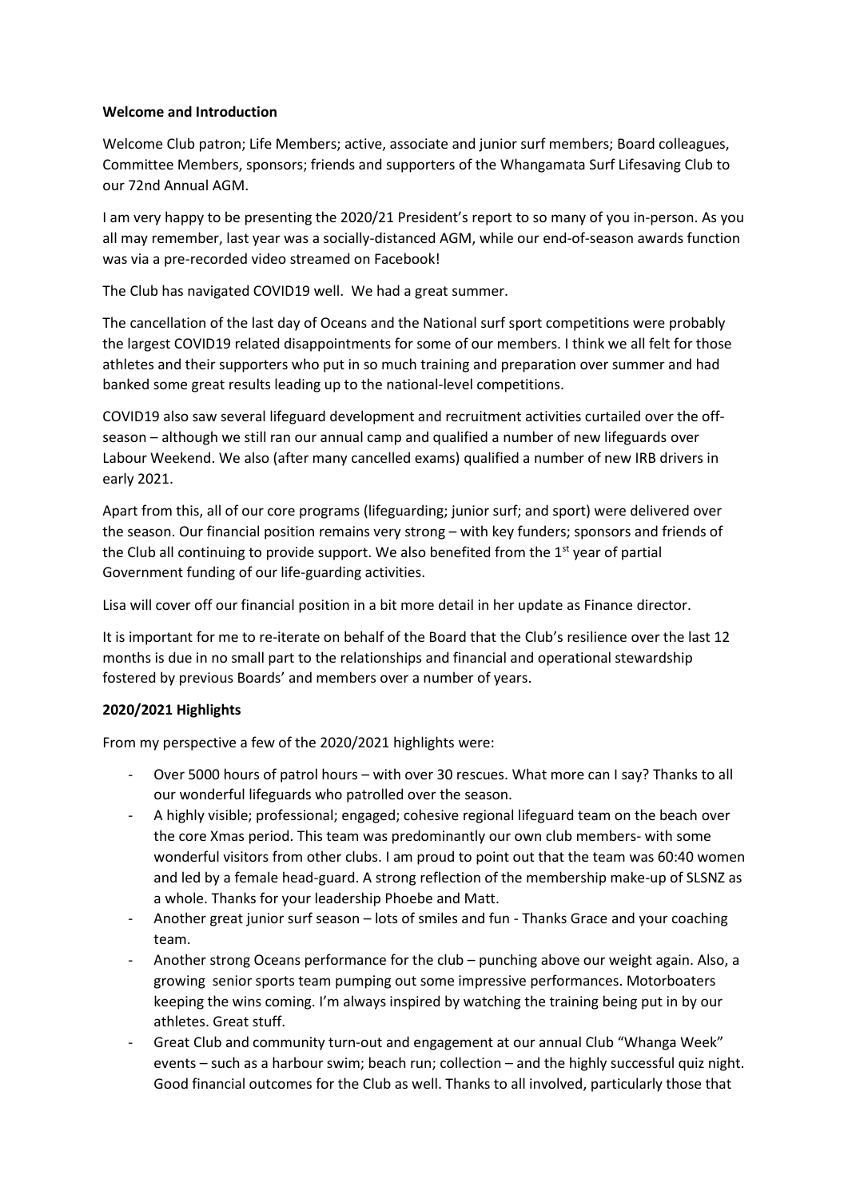**Welcome and Introduction**

Welcome Club patron; Life Members; active, associate and junior surf members; Board colleagues, Committee Members, sponsors; friends and supporters of the Whangamata Surf Lifesaving Club to our 72nd Annual AGM.

I am very happy to be presenting the 2020/21 President's report to so many of you in-person. As you all may remember, last year was a socially-distanced AGM, while our end-of-season awards function was via a pre-recorded video streamed on Facebook!

The Club has navigated COVID19 well. We had a great summer.

The cancellation of the last day of Oceans and the National surf sport competitions were probably the largest COVID19 related disappointments for some of our members. I think we all felt for those athletes and their supporters who put in so much training and preparation over summer and had banked some great results leading up to the national-level competitions.

COVID19 also saw several lifeguard development and recruitment activities curtailed over the off-season – although we still ran our annual camp and qualified a number of new lifeguards over Labour Weekend. We also (after many cancelled exams) qualified a number of new IRB drivers in early 2021.

Apart from this, all of our core programs (lifeguarding; junior surf; and sport) were delivered over the season. Our financial position remains very strong – with key funders; sponsors and friends of the Club all continuing to provide support. We also benefited from the 1st year of partial Government funding of our life-guarding activities.

Lisa will cover off our financial position in a bit more detail in her update as Finance director.

It is important for me to re-iterate on behalf of the Board that the Club's resilience over the last 12 months is due in no small part to the relationships and financial and operational stewardship fostered by previous Boards' and members over a number of years.

**2020/2021 Highlights**

From my perspective a few of the 2020/2021 highlights were:

- Over 5000 hours of patrol hours – with over 30 rescues. What more can I say? Thanks to all our wonderful lifeguards who patrolled over the season.
- A highly visible; professional; engaged; cohesive regional lifeguard team on the beach over the core Xmas period. This team was predominantly our own club members- with some wonderful visitors from other clubs. I am proud to point out that the team was 60:40 women and led by a female head-guard. A strong reflection of the membership make-up of SLSNZ as a whole. Thanks for your leadership Phoebe and Matt.
- Another great junior surf season – lots of smiles and fun - Thanks Grace and your coaching team.
- Another strong Oceans performance for the club – punching above our weight again. Also, a growing senior sports team pumping out some impressive performances. Motorboaters keeping the wins coming. I'm always inspired by watching the training being put in by our athletes. Great stuff.
- Great Club and community turn-out and engagement at our annual Club "Whanga Week" events – such as a harbour swim; beach run; collection – and the highly successful quiz night. Good financial outcomes for the Club as well. Thanks to all involved, particularly those that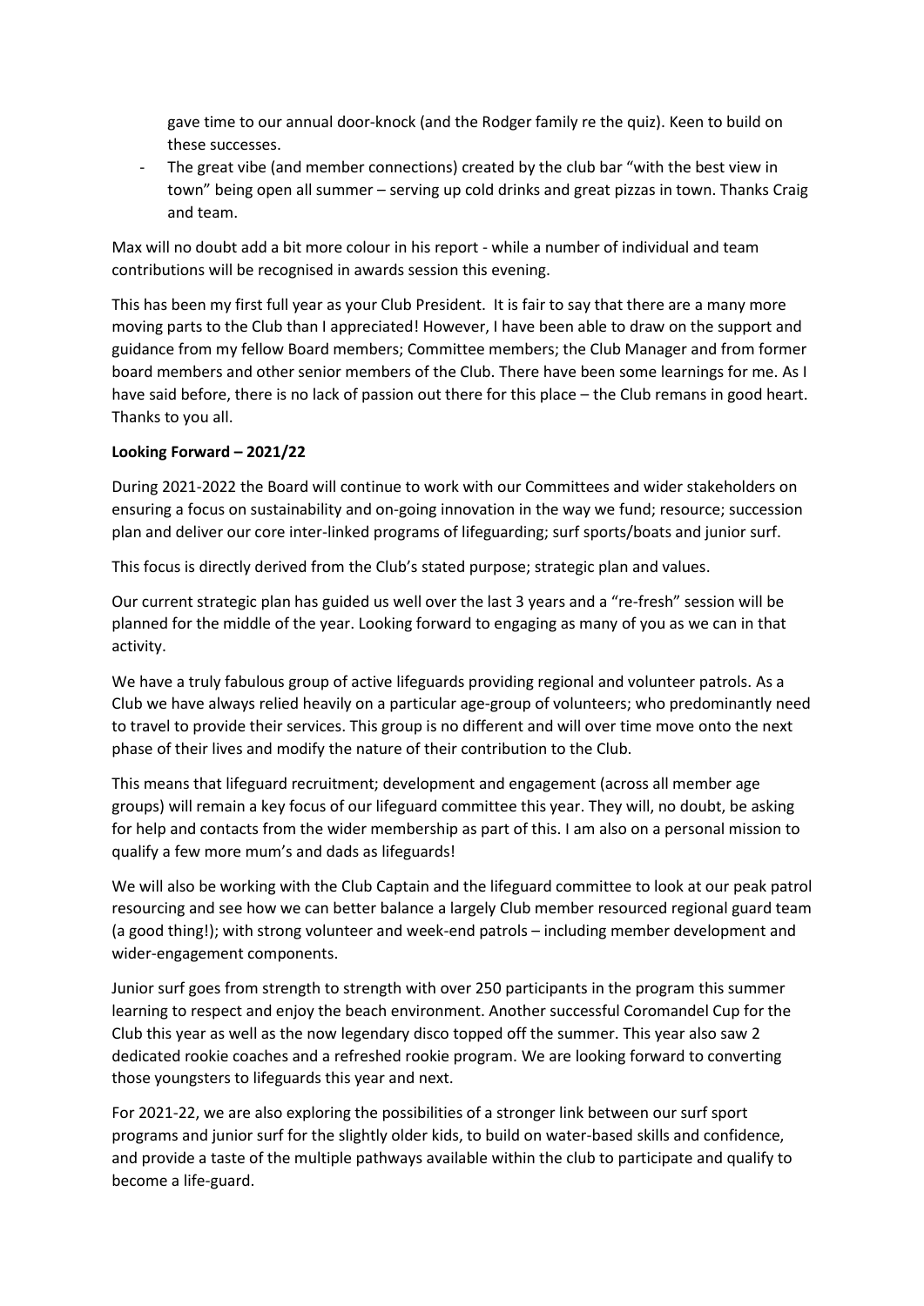gave time to our annual door-knock (and the Rodger family re the quiz). Keen to build on these successes.

- The great vibe (and member connections) created by the club bar "with the best view in town" being open all summer – serving up cold drinks and great pizzas in town. Thanks Craig and team.

Max will no doubt add a bit more colour in his report - while a number of individual and team contributions will be recognised in awards session this evening.

This has been my first full year as your Club President. It is fair to say that there are a many more moving parts to the Club than I appreciated! However, I have been able to draw on the support and guidance from my fellow Board members; Committee members; the Club Manager and from former board members and other senior members of the Club. There have been some learnings for me. As I have said before, there is no lack of passion out there for this place – the Club remans in good heart. Thanks to you all.

**Looking Forward – 2021/22**

During 2021-2022 the Board will continue to work with our Committees and wider stakeholders on ensuring a focus on sustainability and on-going innovation in the way we fund; resource; succession plan and deliver our core inter-linked programs of lifeguarding; surf sports/boats and junior surf.

This focus is directly derived from the Club's stated purpose; strategic plan and values.

Our current strategic plan has guided us well over the last 3 years and a "re-fresh" session will be planned for the middle of the year. Looking forward to engaging as many of you as we can in that activity.

We have a truly fabulous group of active lifeguards providing regional and volunteer patrols. As a Club we have always relied heavily on a particular age-group of volunteers; who predominantly need to travel to provide their services. This group is no different and will over time move onto the next phase of their lives and modify the nature of their contribution to the Club.

This means that lifeguard recruitment; development and engagement (across all member age groups) will remain a key focus of our lifeguard committee this year. They will, no doubt, be asking for help and contacts from the wider membership as part of this. I am also on a personal mission to qualify a few more mum's and dads as lifeguards!

We will also be working with the Club Captain and the lifeguard committee to look at our peak patrol resourcing and see how we can better balance a largely Club member resourced regional guard team (a good thing!); with strong volunteer and week-end patrols – including member development and wider-engagement components.

Junior surf goes from strength to strength with over 250 participants in the program this summer learning to respect and enjoy the beach environment. Another successful Coromandel Cup for the Club this year as well as the now legendary disco topped off the summer. This year also saw 2 dedicated rookie coaches and a refreshed rookie program. We are looking forward to converting those youngsters to lifeguards this year and next.

For 2021-22, we are also exploring the possibilities of a stronger link between our surf sport programs and junior surf for the slightly older kids, to build on water-based skills and confidence, and provide a taste of the multiple pathways available within the club to participate and qualify to become a life-guard.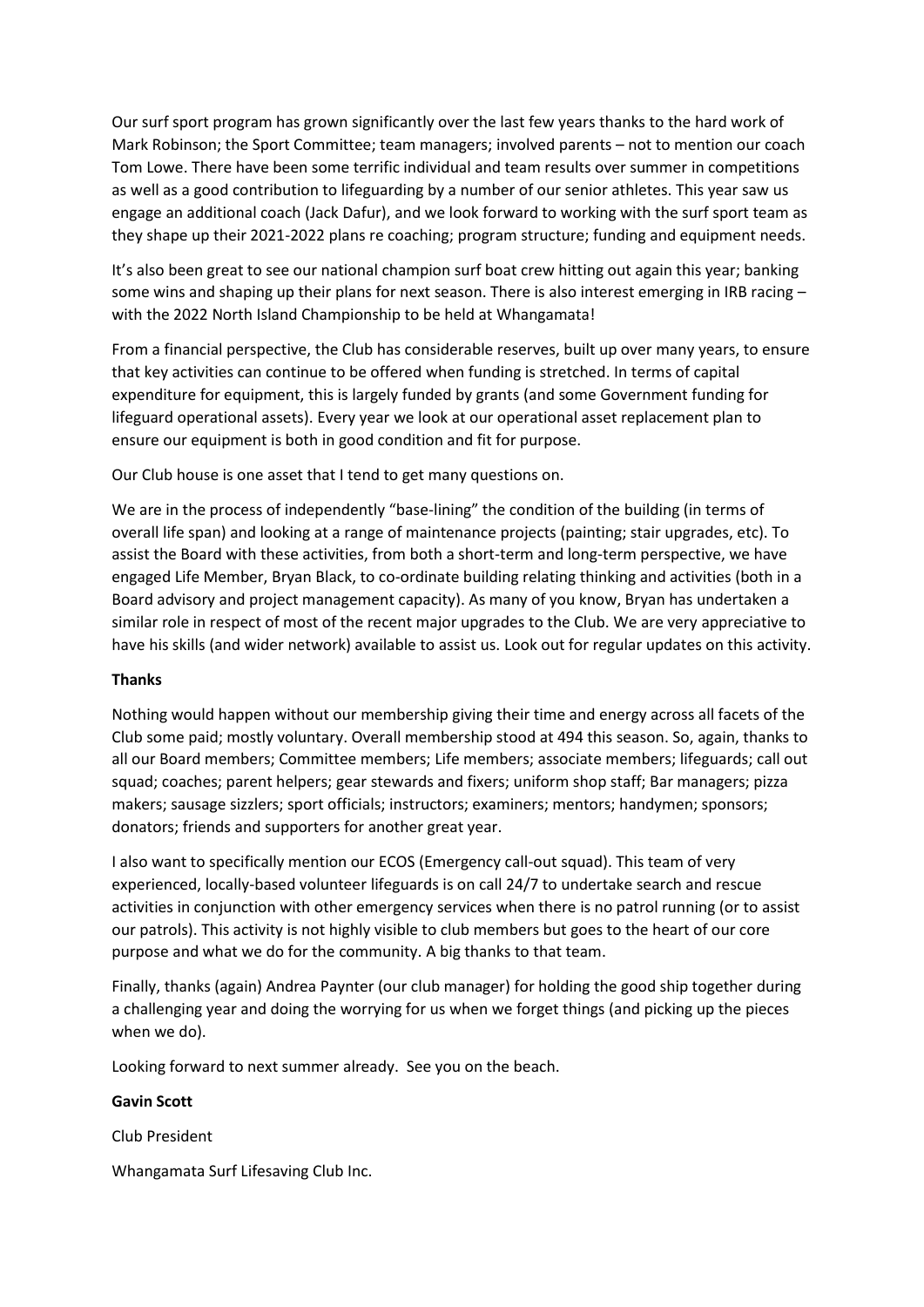Our surf sport program has grown significantly over the last few years thanks to the hard work of Mark Robinson; the Sport Committee; team managers; involved parents – not to mention our coach Tom Lowe. There have been some terrific individual and team results over summer in competitions as well as a good contribution to lifeguarding by a number of our senior athletes. This year saw us engage an additional coach (Jack Dafur), and we look forward to working with the surf sport team as they shape up their 2021-2022 plans re coaching; program structure; funding and equipment needs.

It's also been great to see our national champion surf boat crew hitting out again this year; banking some wins and shaping up their plans for next season. There is also interest emerging in IRB racing – with the 2022 North Island Championship to be held at Whangamata!

From a financial perspective, the Club has considerable reserves, built up over many years, to ensure that key activities can continue to be offered when funding is stretched. In terms of capital expenditure for equipment, this is largely funded by grants (and some Government funding for lifeguard operational assets). Every year we look at our operational asset replacement plan to ensure our equipment is both in good condition and fit for purpose.

Our Club house is one asset that I tend to get many questions on.

We are in the process of independently "base-lining" the condition of the building (in terms of overall life span) and looking at a range of maintenance projects (painting; stair upgrades, etc). To assist the Board with these activities, from both a short-term and long-term perspective, we have engaged Life Member, Bryan Black, to co-ordinate building relating thinking and activities (both in a Board advisory and project management capacity). As many of you know, Bryan has undertaken a similar role in respect of most of the recent major upgrades to the Club. We are very appreciative to have his skills (and wider network) available to assist us. Look out for regular updates on this activity.

**Thanks**

Nothing would happen without our membership giving their time and energy across all facets of the Club some paid; mostly voluntary. Overall membership stood at 494 this season. So, again, thanks to all our Board members; Committee members; Life members; associate members; lifeguards; call out squad; coaches; parent helpers; gear stewards and fixers; uniform shop staff; Bar managers; pizza makers; sausage sizzlers; sport officials; instructors; examiners; mentors; handymen; sponsors; donators; friends and supporters for another great year.

I also want to specifically mention our ECOS (Emergency call-out squad). This team of very experienced, locally-based volunteer lifeguards is on call 24/7 to undertake search and rescue activities in conjunction with other emergency services when there is no patrol running (or to assist our patrols). This activity is not highly visible to club members but goes to the heart of our core purpose and what we do for the community. A big thanks to that team.

Finally, thanks (again) Andrea Paynter (our club manager) for holding the good ship together during a challenging year and doing the worrying for us when we forget things (and picking up the pieces when we do).

Looking forward to next summer already. See you on the beach.

**Gavin Scott**

Club President

Whangamata Surf Lifesaving Club Inc.